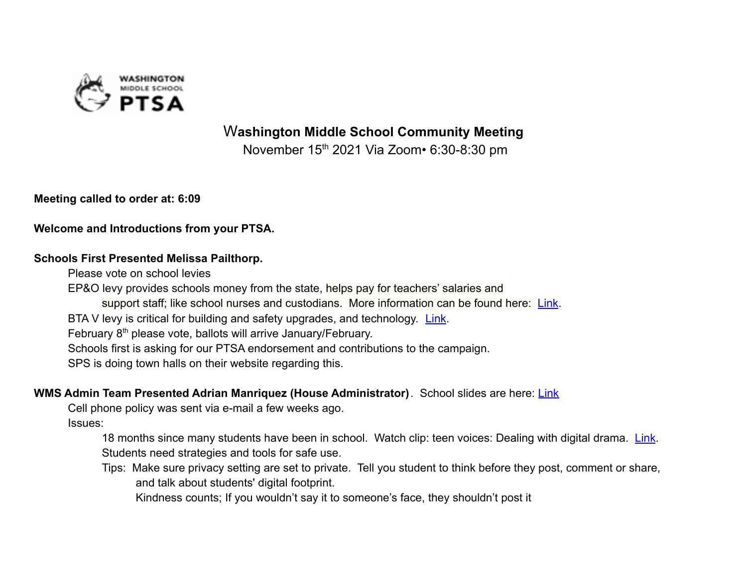# Washington Middle School Community Meeting

November 15th 2021 Via Zoom• 6:30-8:30 pm

**Meeting called to order at: 6:09**

**Welcome and Introductions from your PTSA.**

**Schools First Presented Melissa Pailthorp.**

- Please vote on school levies
- EP&O levy provides schools money from the state, helps pay for teachers' salaries and support staff; like school nurses and custodians. More information can be found here: Link.
- BTA V levy is critical for building and safety upgrades, and technology. Link.
- February 8th please vote, ballots will arrive January/February.
- Schools first is asking for our PTSA endorsement and contributions to the campaign.
- SPS is doing town halls on their website regarding this.

**WMS Admin Team Presented Adrian Manriquez (House Administrator)**. School slides are here: Link

- Cell phone policy was sent via e-mail a few weeks ago.
- Issues:
  - 18 months since many students have been in school. Watch clip: teen voices: Dealing with digital drama. Link.
  - Students need strategies and tools for safe use.
  - Tips: Make sure privacy setting are set to private. Tell you student to think before they post, comment or share, and talk about students' digital footprint.
    - Kindness counts; If you wouldn't say it to someone's face, they shouldn't post it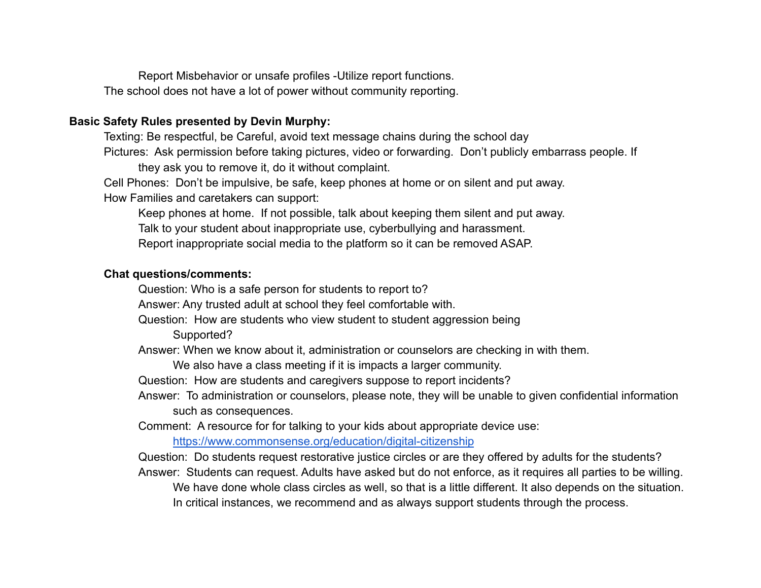Report Misbehavior or unsafe profiles -Utilize report functions.

The school does not have a lot of power without community reporting.

**Basic Safety Rules presented by Devin Murphy:**

Texting: Be respectful, be Careful, avoid text message chains during the school day

Pictures: Ask permission before taking pictures, video or forwarding. Don't publicly embarrass people. If they ask you to remove it, do it without complaint.

Cell Phones: Don't be impulsive, be safe, keep phones at home or on silent and put away.

How Families and caretakers can support:

- Keep phones at home. If not possible, talk about keeping them silent and put away.
- Talk to your student about inappropriate use, cyberbullying and harassment.
- Report inappropriate social media to the platform so it can be removed ASAP.

**Chat questions/comments:**

Question: Who is a safe person for students to report to?

Answer: Any trusted adult at school they feel comfortable with.

Question: How are students who view student to student aggression being Supported?

Answer: When we know about it, administration or counselors are checking in with them. We also have a class meeting if it is impacts a larger community.

Question: How are students and caregivers suppose to report incidents?

Answer: To administration or counselors, please note, they will be unable to given confidential information such as consequences.

Comment: A resource for for talking to your kids about appropriate device use: https://www.commonsense.org/education/digital-citizenship

Question: Do students request restorative justice circles or are they offered by adults for the students?

Answer: Students can request. Adults have asked but do not enforce, as it requires all parties to be willing. We have done whole class circles as well, so that is a little different. It also depends on the situation. In critical instances, we recommend and as always support students through the process.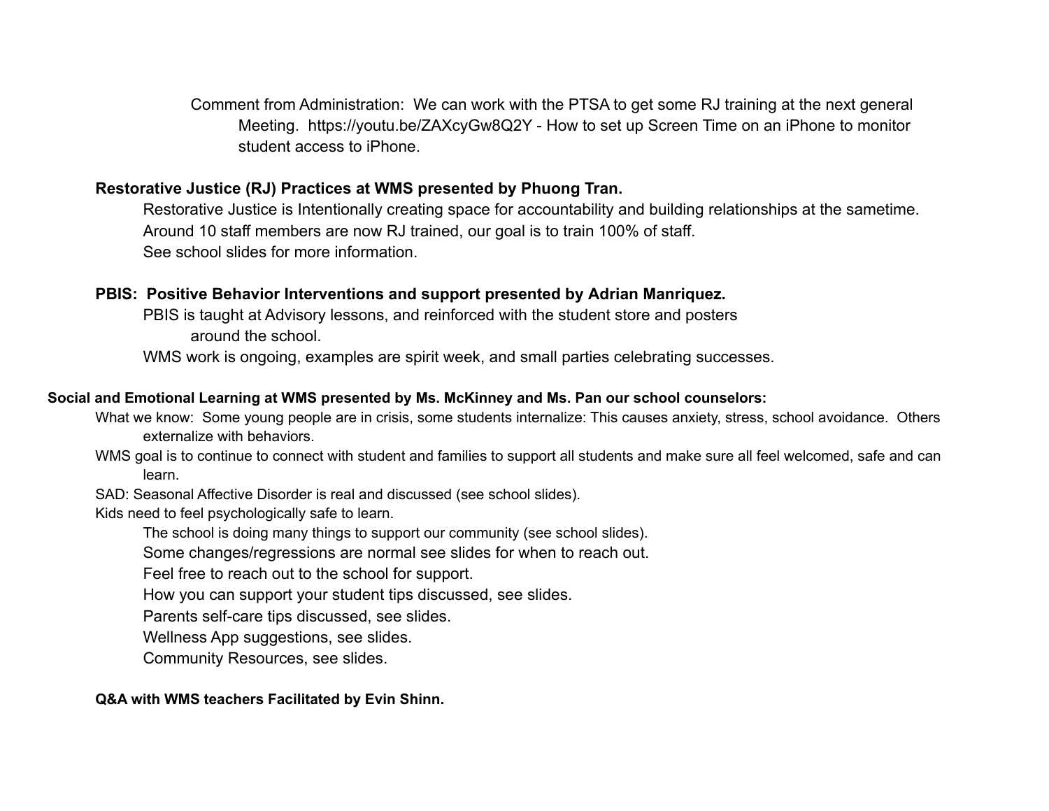Comment from Administration: We can work with the PTSA to get some RJ training at the next general Meeting. https://youtu.be/ZAXcyGw8Q2Y - How to set up Screen Time on an iPhone to monitor student access to iPhone.

**Restorative Justice (RJ) Practices at WMS presented by Phuong Tran.**

Restorative Justice is Intentionally creating space for accountability and building relationships at the sametime.

Around 10 staff members are now RJ trained, our goal is to train 100% of staff.

See school slides for more information.

**PBIS: Positive Behavior Interventions and support presented by Adrian Manriquez.**

PBIS is taught at Advisory lessons, and reinforced with the student store and posters around the school.

WMS work is ongoing, examples are spirit week, and small parties celebrating successes.

**Social and Emotional Learning at WMS presented by Ms. McKinney and Ms. Pan our school counselors:**

What we know: Some young people are in crisis, some students internalize: This causes anxiety, stress, school avoidance. Others externalize with behaviors.

WMS goal is to continue to connect with student and families to support all students and make sure all feel welcomed, safe and can learn.

SAD: Seasonal Affective Disorder is real and discussed (see school slides).

Kids need to feel psychologically safe to learn.

- The school is doing many things to support our community (see school slides).
- Some changes/regressions are normal see slides for when to reach out.
- Feel free to reach out to the school for support.
- How you can support your student tips discussed, see slides.
- Parents self-care tips discussed, see slides.
- Wellness App suggestions, see slides.
- Community Resources, see slides.

**Q&A with WMS teachers Facilitated by Evin Shinn.**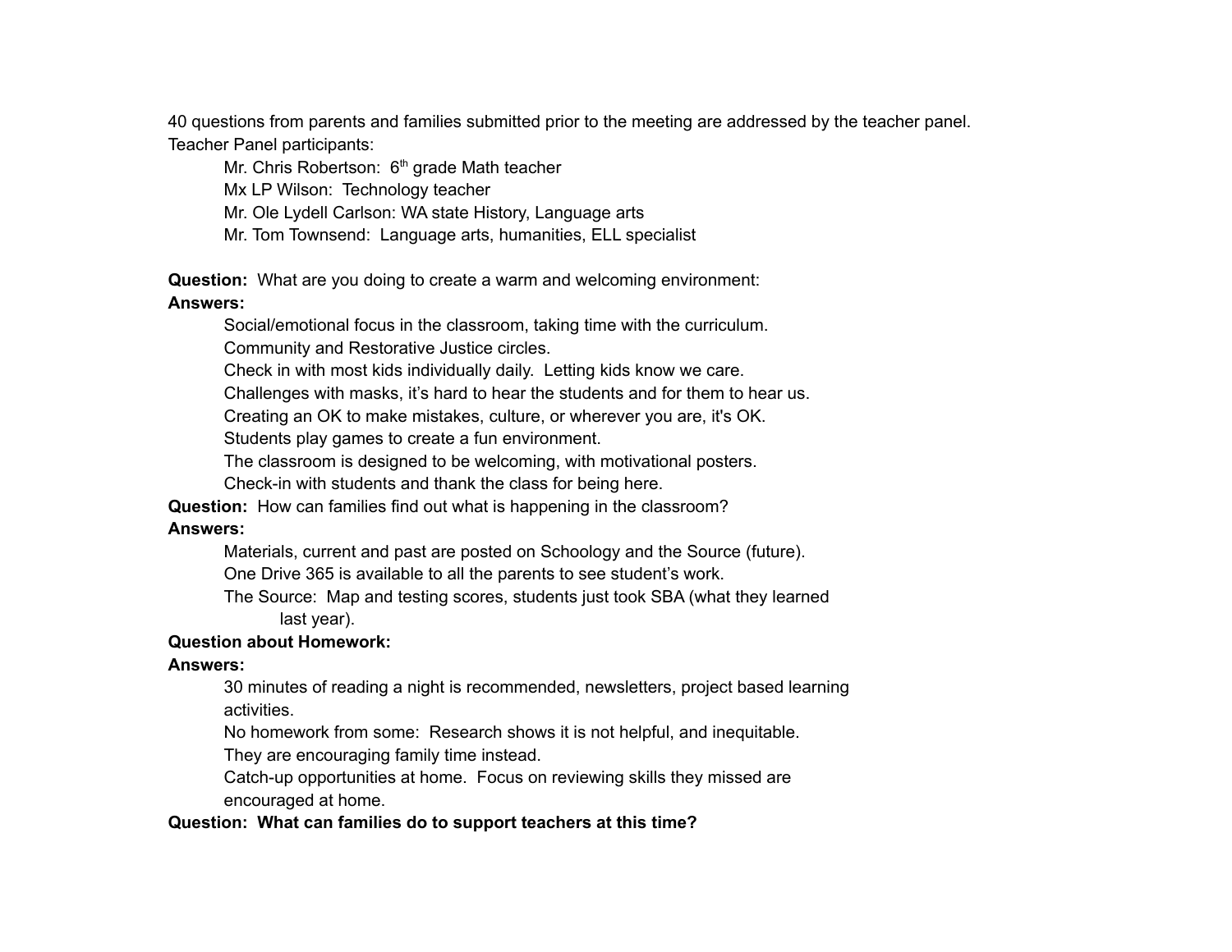40 questions from parents and families submitted prior to the meeting are addressed by the teacher panel.
Teacher Panel participants:

Mr. Chris Robertson: 6th grade Math teacher
Mx LP Wilson: Technology teacher
Mr. Ole Lydell Carlson: WA state History, Language arts
Mr. Tom Townsend: Language arts, humanities, ELL specialist

**Question:** What are you doing to create a warm and welcoming environment:
**Answers:**

Social/emotional focus in the classroom, taking time with the curriculum.
Community and Restorative Justice circles.
Check in with most kids individually daily. Letting kids know we care.
Challenges with masks, it's hard to hear the students and for them to hear us.
Creating an OK to make mistakes, culture, or wherever you are, it's OK.
Students play games to create a fun environment.
The classroom is designed to be welcoming, with motivational posters.
Check-in with students and thank the class for being here.

**Question:** How can families find out what is happening in the classroom?
**Answers:**

Materials, current and past are posted on Schoology and the Source (future).
One Drive 365 is available to all the parents to see student's work.
The Source: Map and testing scores, students just took SBA (what they learned last year).

**Question about Homework:**
**Answers:**

30 minutes of reading a night is recommended, newsletters, project based learning activities.
No homework from some: Research shows it is not helpful, and inequitable.
They are encouraging family time instead.
Catch-up opportunities at home. Focus on reviewing skills they missed are encouraged at home.

**Question: What can families do to support teachers at this time?**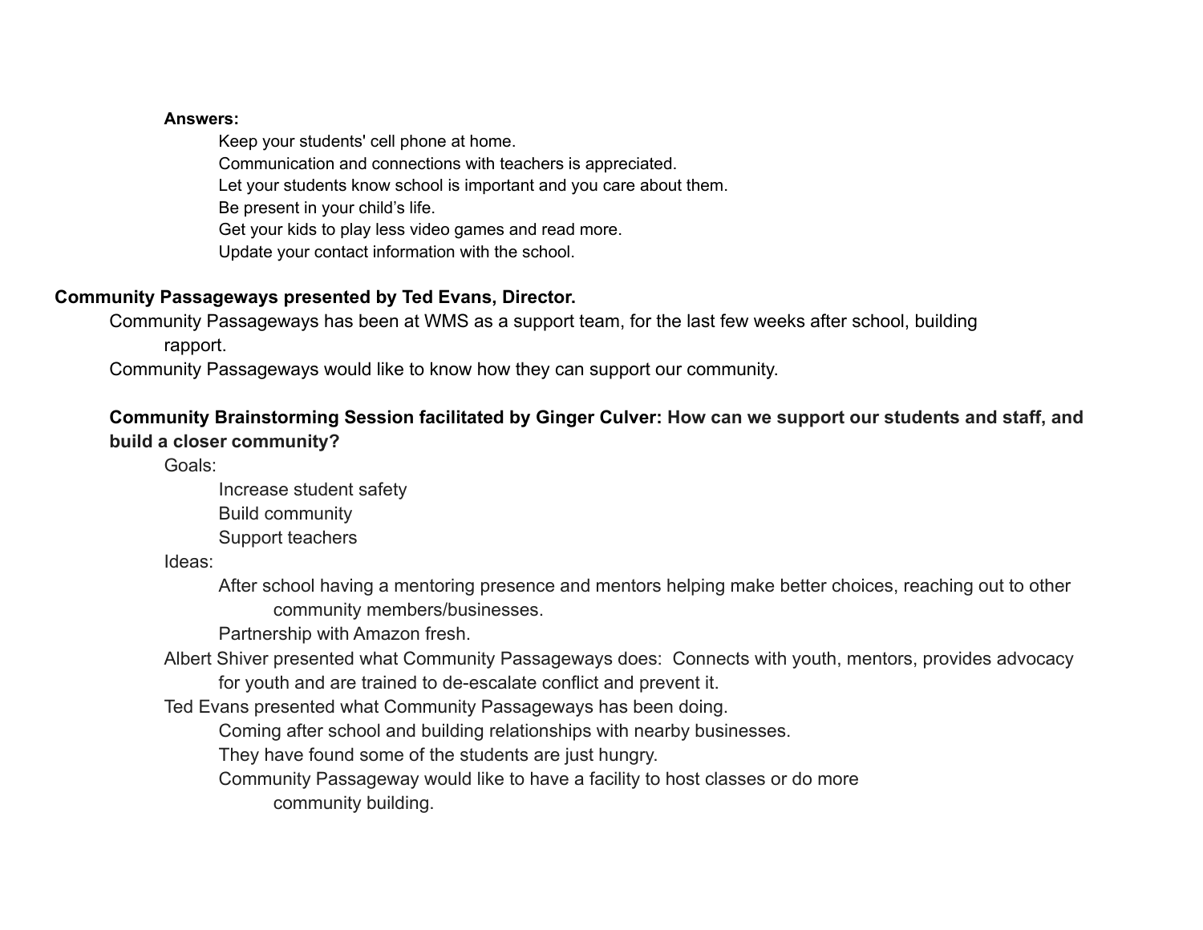**Answers:**

- Keep your students' cell phone at home.
- Communication and connections with teachers is appreciated.
- Let your students know school is important and you care about them.
- Be present in your child's life.
- Get your kids to play less video games and read more.
- Update your contact information with the school.

**Community Passageways presented by Ted Evans, Director.**

Community Passageways has been at WMS as a support team, for the last few weeks after school, building rapport.

Community Passageways would like to know how they can support our community.

**Community Brainstorming Session facilitated by Ginger Culver: How can we support our students and staff, and build a closer community?**

- Goals:
  - Increase student safety
  - Build community
  - Support teachers
- Ideas:
  - After school having a mentoring presence and mentors helping make better choices, reaching out to other community members/businesses.
  - Partnership with Amazon fresh.
- Albert Shiver presented what Community Passageways does: Connects with youth, mentors, provides advocacy for youth and are trained to de-escalate conflict and prevent it.
- Ted Evans presented what Community Passageways has been doing.
  - Coming after school and building relationships with nearby businesses.
  - They have found some of the students are just hungry.
  - Community Passageway would like to have a facility to host classes or do more community building.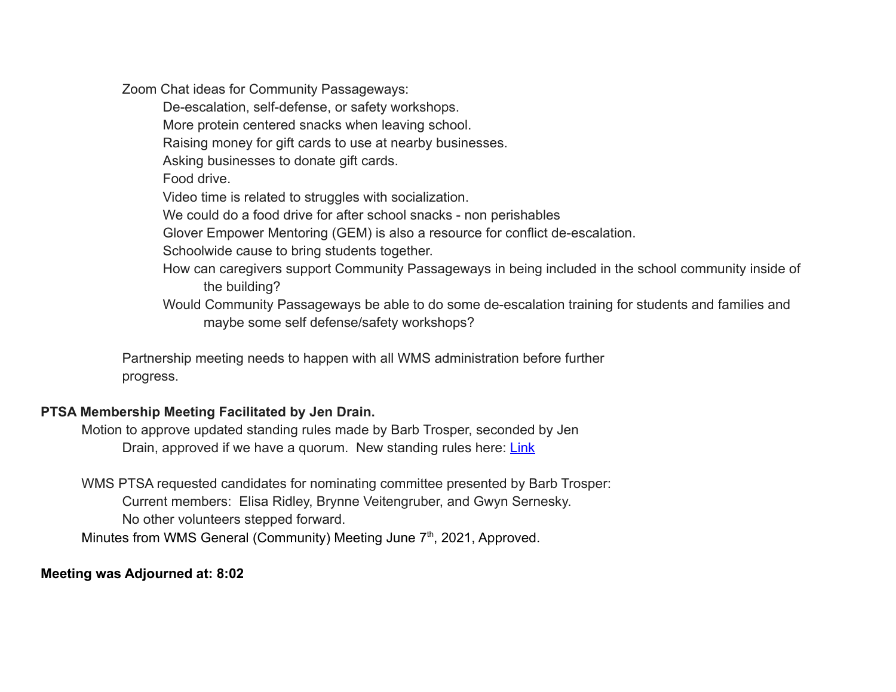Zoom Chat ideas for Community Passageways:

- De-escalation, self-defense, or safety workshops.
- More protein centered snacks when leaving school.
- Raising money for gift cards to use at nearby businesses.
- Asking businesses to donate gift cards.
- Food drive.
- Video time is related to struggles with socialization.
- We could do a food drive for after school snacks - non perishables
- Glover Empower Mentoring (GEM) is also a resource for conflict de-escalation.
- Schoolwide cause to bring students together.
- How can caregivers support Community Passageways in being included in the school community inside of the building?
- Would Community Passageways be able to do some de-escalation training for students and families and maybe some self defense/safety workshops?

Partnership meeting needs to happen with all WMS administration before further progress.

**PTSA Membership Meeting Facilitated by Jen Drain.**

Motion to approve updated standing rules made by Barb Trosper, seconded by Jen Drain, approved if we have a quorum. New standing rules here: Link

WMS PTSA requested candidates for nominating committee presented by Barb Trosper:

- Current members: Elisa Ridley, Brynne Veitengruber, and Gwyn Sernesky.
- No other volunteers stepped forward.

Minutes from WMS General (Community) Meeting June 7th, 2021, Approved.

**Meeting was Adjourned at: 8:02**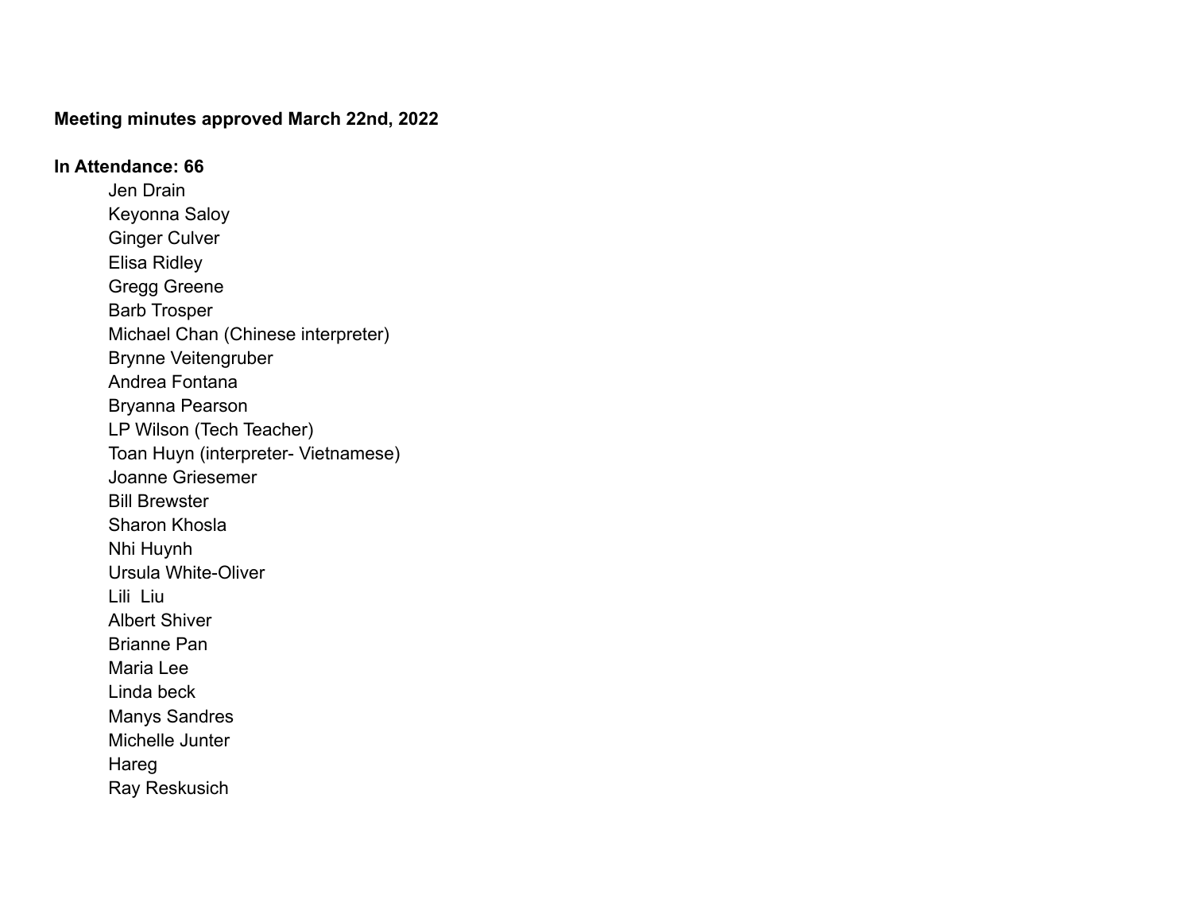**Meeting minutes approved March 22nd, 2022**

**In Attendance: 66**

- Jen Drain
- Keyonna Saloy
- Ginger Culver
- Elisa Ridley
- Gregg Greene
- Barb Trosper
- Michael Chan (Chinese interpreter)
- Brynne Veitengruber
- Andrea Fontana
- Bryanna Pearson
- LP Wilson (Tech Teacher)
- Toan Huyn (interpreter- Vietnamese)
- Joanne Griesemer
- Bill Brewster
- Sharon Khosla
- Nhi Huynh
- Ursula White-Oliver
- Lili  Liu
- Albert Shiver
- Brianne Pan
- Maria Lee
- Linda beck
- Manys Sandres
- Michelle Junter
- Hareg
- Ray Reskusich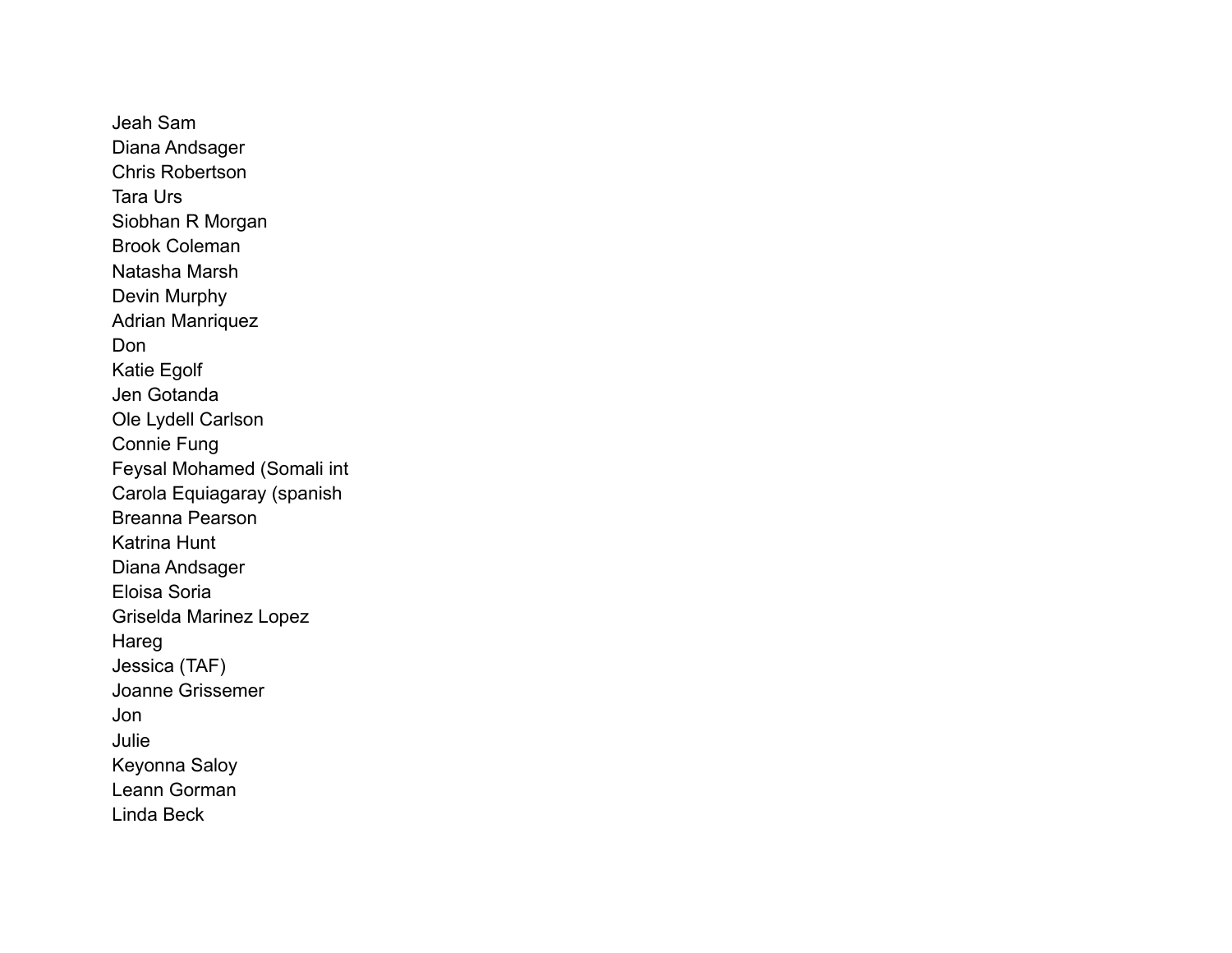Jeah Sam
Diana Andsager
Chris Robertson
Tara Urs
Siobhan R Morgan
Brook Coleman
Natasha Marsh
Devin Murphy
Adrian Manriquez
Don
Katie Egolf
Jen Gotanda
Ole Lydell Carlson
Connie Fung
Feysal Mohamed (Somali int
Carola Equiagaray (spanish
Breanna Pearson
Katrina Hunt
Diana Andsager
Eloisa Soria
Griselda Marinez Lopez
Hareg
Jessica (TAF)
Joanne Grissemer
Jon
Julie
Keyonna Saloy
Leann Gorman
Linda Beck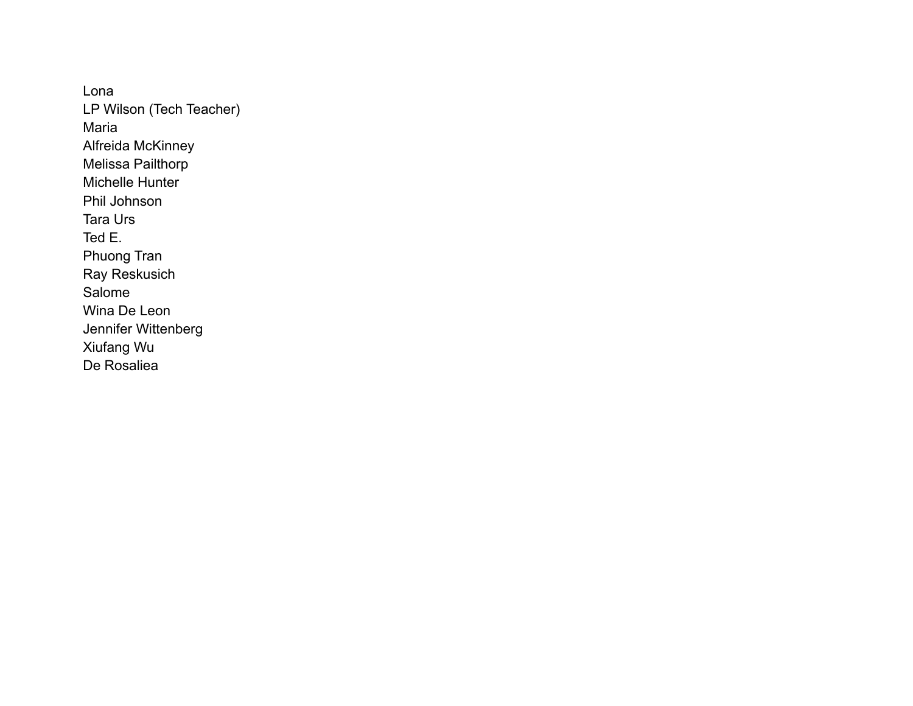Lona
LP Wilson (Tech Teacher)
Maria
Alfreida McKinney
Melissa Pailthorp
Michelle Hunter
Phil Johnson
Tara Urs
Ted E.
Phuong Tran
Ray Reskusich
Salome
Wina De Leon
Jennifer Wittenberg
Xiufang Wu
De Rosaliea